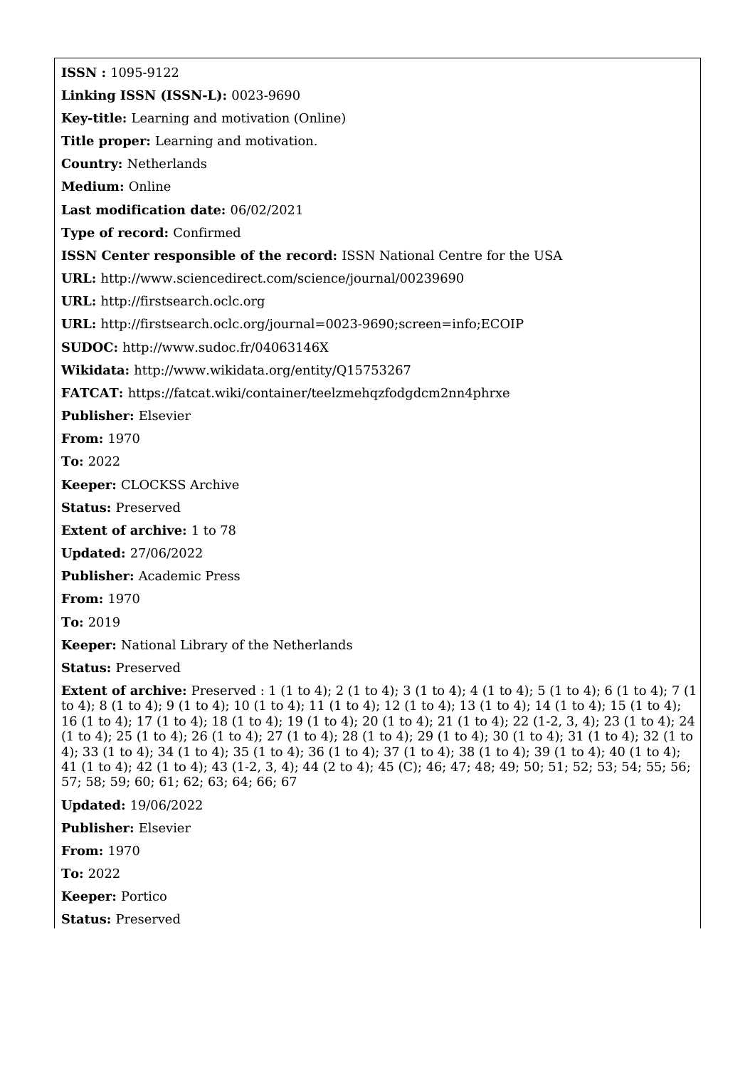**ISSN :** 1095-9122

**Linking ISSN (ISSN-L):** 0023-9690

**Key-title:** Learning and motivation (Online)

**Title proper:** Learning and motivation.

**Country:** Netherlands

**Medium:** Online

**Last modification date:** 06/02/2021

**Type of record:** Confirmed

**ISSN Center responsible of the record:** ISSN National Centre for the USA

**URL:** http://www.sciencedirect.com/science/journal/00239690

**URL:** http://firstsearch.oclc.org

**URL:** http://firstsearch.oclc.org/journal=0023-9690;screen=info;ECOIP

**SUDOC:** http://www.sudoc.fr/04063146X

**Wikidata:** http://www.wikidata.org/entity/Q15753267

**FATCAT:** https://fatcat.wiki/container/teelzmehqzfodgdcm2nn4phrxe

**Publisher:** Elsevier

**From:** 1970

**To:** 2022

**Keeper:** CLOCKSS Archive

**Status:** Preserved

**Extent of archive:** 1 to 78

**Updated:** 27/06/2022

**Publisher:** Academic Press

**From:** 1970

**To:** 2019

**Keeper:** National Library of the Netherlands

**Status:** Preserved

**Extent of archive:** Preserved : 1 (1 to 4); 2 (1 to 4); 3 (1 to 4); 4 (1 to 4); 5 (1 to 4); 6 (1 to 4); 7 (1 to 4); 8 (1 to 4); 9 (1 to 4); 10 (1 to 4); 11 (1 to 4); 12 (1 to 4); 13 (1 to 4); 14 (1 to 4); 15 (1 to 4); 16 (1 to 4); 17 (1 to 4); 18 (1 to 4); 19 (1 to 4); 20 (1 to 4); 21 (1 to 4); 22 (1-2, 3, 4); 23 (1 to 4); 24 (1 to 4); 25 (1 to 4); 26 (1 to 4); 27 (1 to 4); 28 (1 to 4); 29 (1 to 4); 30 (1 to 4); 31 (1 to 4); 32 (1 to 4); 33 (1 to 4); 34 (1 to 4); 35 (1 to 4); 36 (1 to 4); 37 (1 to 4); 38 (1 to 4); 39 (1 to 4); 40 (1 to 4); 41 (1 to 4); 42 (1 to 4); 43 (1-2, 3, 4); 44 (2 to 4); 45 (C); 46; 47; 48; 49; 50; 51; 52; 53; 54; 55; 56; 57; 58; 59; 60; 61; 62; 63; 64; 66; 67

**Updated:** 19/06/2022

**Publisher:** Elsevier

**From:** 1970

**To:** 2022

**Keeper:** Portico

**Status:** Preserved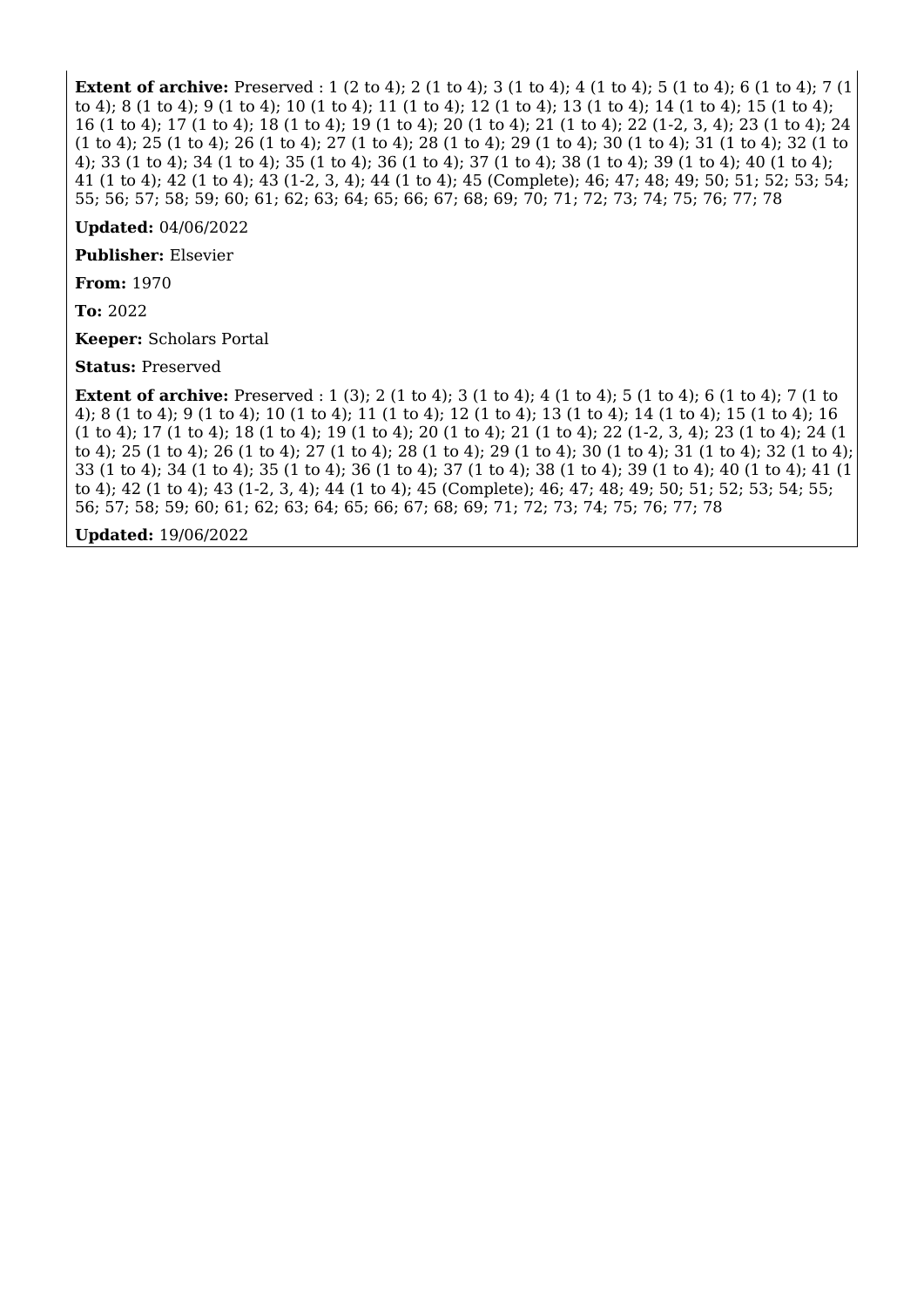**Extent of archive:** Preserved : 1 (2 to 4); 2 (1 to 4); 3 (1 to 4); 4 (1 to 4); 5 (1 to 4); 6 (1 to 4); 7 (1 to 4); 8 (1 to 4); 9 (1 to 4); 10 (1 to 4); 11 (1 to 4); 12 (1 to 4); 13 (1 to 4); 14 (1 to 4); 15 (1 to 4); 16 (1 to 4); 17 (1 to 4); 18 (1 to 4); 19 (1 to 4); 20 (1 to 4); 21 (1 to 4); 22 (1-2, 3, 4); 23 (1 to 4); 24 (1 to 4); 25 (1 to 4); 26 (1 to 4); 27 (1 to 4); 28 (1 to 4); 29 (1 to 4); 30 (1 to 4); 31 (1 to 4); 32 (1 to 4); 33 (1 to 4); 34 (1 to 4); 35 (1 to 4); 36 (1 to 4); 37 (1 to 4); 38 (1 to 4); 39 (1 to 4); 40 (1 to 4); 41 (1 to 4); 42 (1 to 4); 43 (1-2, 3, 4); 44 (1 to 4); 45 (Complete); 46; 47; 48; 49; 50; 51; 52; 53; 54; 55; 56; 57; 58; 59; 60; 61; 62; 63; 64; 65; 66; 67; 68; 69; 70; 71; 72; 73; 74; 75; 76; 77; 78

**Updated:** 04/06/2022

**Publisher:** Elsevier

**From:** 1970

**To:** 2022

**Keeper:** Scholars Portal

**Status:** Preserved

**Extent of archive:** Preserved : 1 (3); 2 (1 to 4); 3 (1 to 4); 4 (1 to 4); 5 (1 to 4); 6 (1 to 4); 7 (1 to 4); 8 (1 to 4); 9 (1 to 4); 10 (1 to 4); 11 (1 to 4); 12 (1 to 4); 13 (1 to 4); 14 (1 to 4); 15 (1 to 4); 16 (1 to 4); 17 (1 to 4); 18 (1 to 4); 19 (1 to 4); 20 (1 to 4); 21 (1 to 4); 22 (1-2, 3, 4); 23 (1 to 4); 24 (1 to 4); 25 (1 to 4); 26 (1 to 4); 27 (1 to 4); 28 (1 to 4); 29 (1 to 4); 30 (1 to 4); 31 (1 to 4); 32 (1 to 4); 33 (1 to 4); 34 (1 to 4); 35 (1 to 4); 36 (1 to 4); 37 (1 to 4); 38 (1 to 4); 39 (1 to 4); 40 (1 to 4); 41 (1 to 4); 42 (1 to 4); 43 (1-2, 3, 4); 44 (1 to 4); 45 (Complete); 46; 47; 48; 49; 50; 51; 52; 53; 54; 55; 56; 57; 58; 59; 60; 61; 62; 63; 64; 65; 66; 67; 68; 69; 71; 72; 73; 74; 75; 76; 77; 78

**Updated:** 19/06/2022